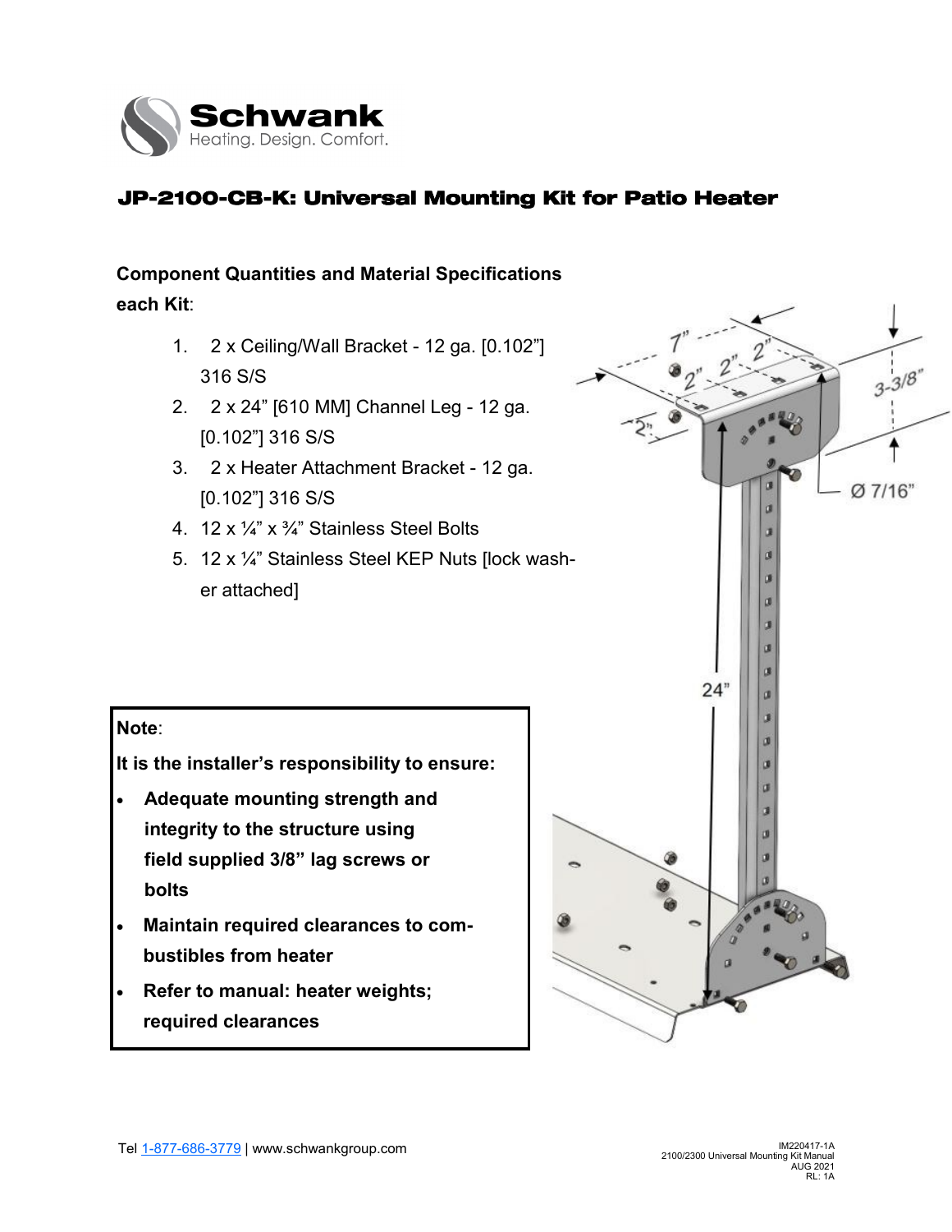## JP-2100-CB-K: Universal Mounting Kit for Patio Heater

**Component Quantities and Material Specifications each Kit**:

1. 2 x Ceiling/Wall Bracket - 12 ga. [0.102"] 316 S/S
2. 2 x 24" [610 MM] Channel Leg - 12 ga. [0.102"] 316 S/S
3. 2 x Heater Attachment Bracket - 12 ga. [0.102"] 316 S/S
4. 12 x ¼" x ¾" Stainless Steel Bolts
5. 12 x ¼" Stainless Steel KEP Nuts [lock washer attached]

**Note**:

**It is the installer's responsibility to ensure:**

- **Adequate mounting strength and integrity to the structure using field supplied 3/8" lag screws or bolts**
- **Maintain required clearances to combustibles from heater**
- **Refer to manual: heater weights; required clearances**

7" 2" 2" 2" 2" 3-3/8" Ø 7/16" 24"

Tel 1-877-686-3779 | www.schwankgroup.com

IM220417-1A
2100/2300 Universal Mounting Kit Manual
AUG 2021
RL: 1A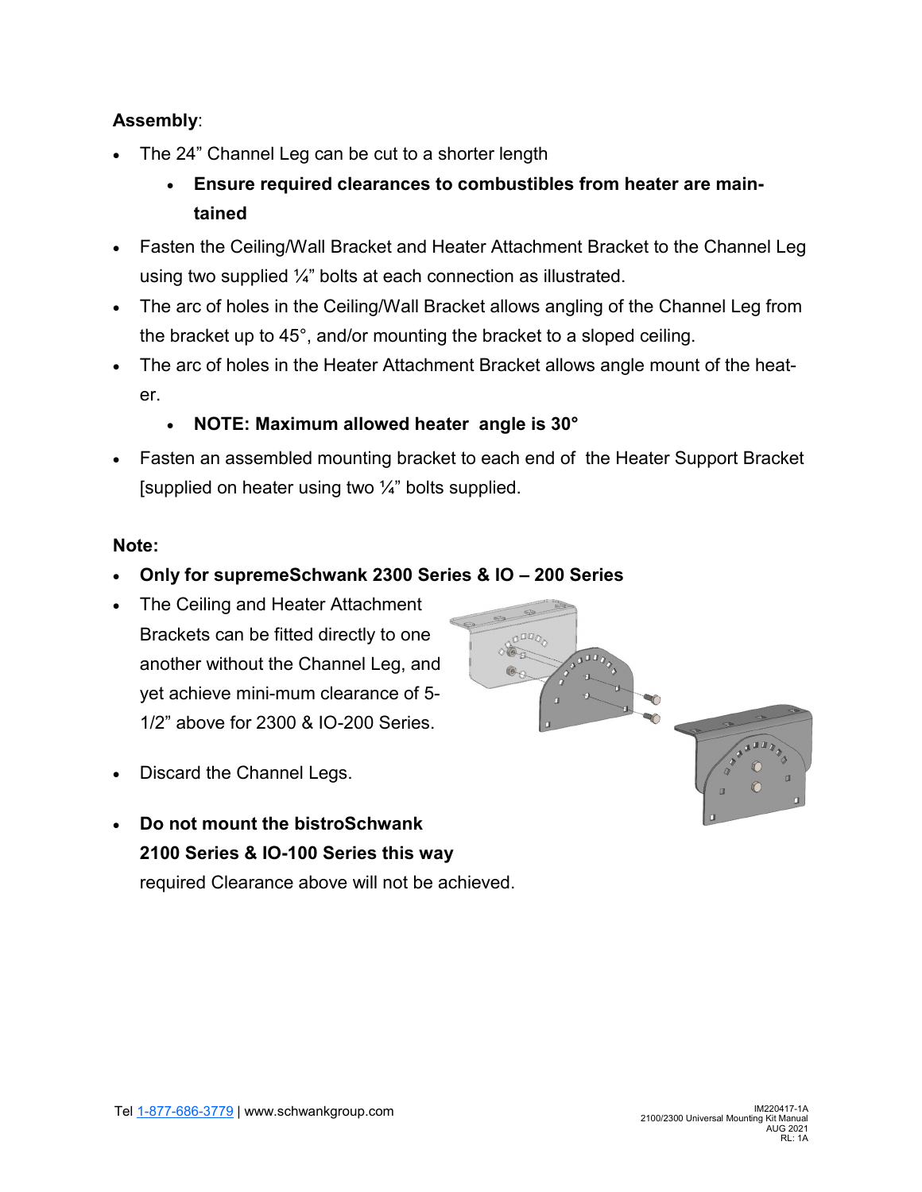**Assembly**:

- The 24” Channel Leg can be cut to a shorter length
  - **Ensure required clearances to combustibles from heater are maintained**
- Fasten the Ceiling/Wall Bracket and Heater Attachment Bracket to the Channel Leg using two supplied ¼” bolts at each connection as illustrated.
- The arc of holes in the Ceiling/Wall Bracket allows angling of the Channel Leg from the bracket up to 45°, and/or mounting the bracket to a sloped ceiling.
- The arc of holes in the Heater Attachment Bracket allows angle mount of the heater.
  - **NOTE: Maximum allowed heater angle is 30°**
- Fasten an assembled mounting bracket to each end of the Heater Support Bracket [supplied on heater using two ¼” bolts supplied.

**Note:**

- **Only for supremeSchwank 2300 Series & IO – 200 Series**
- The Ceiling and Heater Attachment Brackets can be fitted directly to one another without the Channel Leg, and yet achieve mini-mum clearance of 5-1/2” above for 2300 & IO-200 Series.
- Discard the Channel Legs.
- **Do not mount the bistroSchwank 2100 Series & IO-100 Series this way** required Clearance above will not be achieved.

Tel 1-877-686-3779 | www.schwankgroup.com

IM220417-1A
2100/2300 Universal Mounting Kit Manual
AUG 2021
RL: 1A